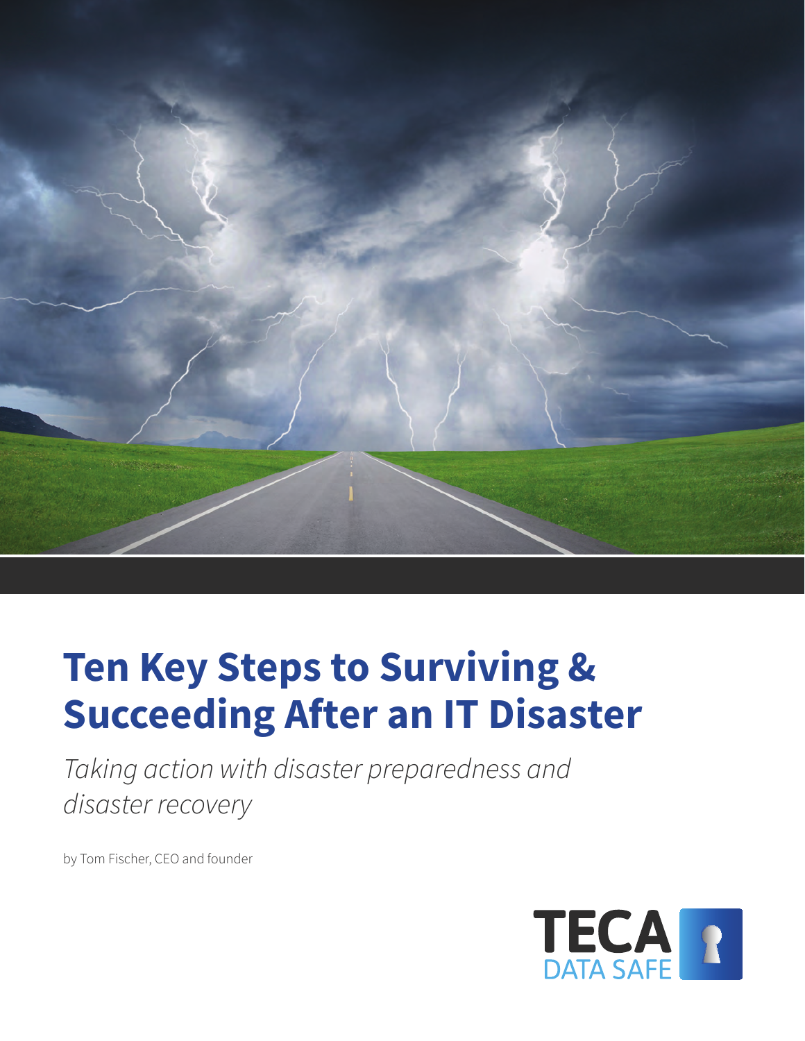# Ten Key Steps to Surviving & Succeeding After an IT Disaster

*Taking action with disaster preparedness and disaster recovery*

by Tom Fischer, CEO and founder

TECA
DATA SAFE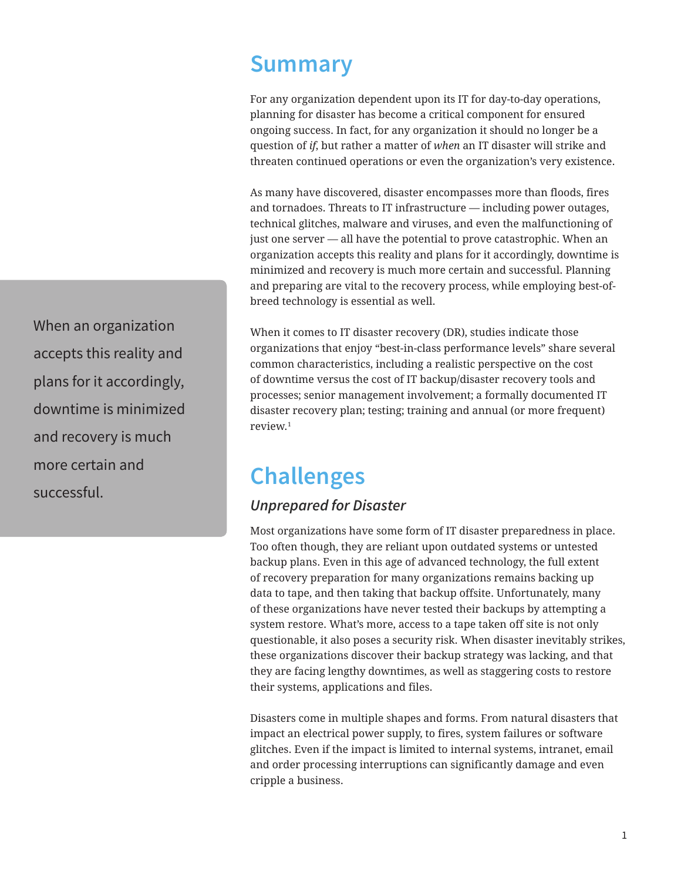## Summary

For any organization dependent upon its IT for day-to-day operations, planning for disaster has become a critical component for ensured ongoing success. In fact, for any organization it should no longer be a question of *if*, but rather a matter of *when* an IT disaster will strike and threaten continued operations or even the organization's very existence.

As many have discovered, disaster encompasses more than floods, fires and tornadoes. Threats to IT infrastructure — including power outages, technical glitches, malware and viruses, and even the malfunctioning of just one server — all have the potential to prove catastrophic. When an organization accepts this reality and plans for it accordingly, downtime is minimized and recovery is much more certain and successful. Planning and preparing are vital to the recovery process, while employing best-of-breed technology is essential as well.

When an organization accepts this reality and plans for it accordingly, downtime is minimized and recovery is much more certain and successful.

When it comes to IT disaster recovery (DR), studies indicate those organizations that enjoy "best-in-class performance levels" share several common characteristics, including a realistic perspective on the cost of downtime versus the cost of IT backup/disaster recovery tools and processes; senior management involvement; a formally documented IT disaster recovery plan; testing; training and annual (or more frequent) review.[1]

## Challenges

### *Unprepared for Disaster*

Most organizations have some form of IT disaster preparedness in place. Too often though, they are reliant upon outdated systems or untested backup plans. Even in this age of advanced technology, the full extent of recovery preparation for many organizations remains backing up data to tape, and then taking that backup offsite. Unfortunately, many of these organizations have never tested their backups by attempting a system restore. What's more, access to a tape taken off site is not only questionable, it also poses a security risk. When disaster inevitably strikes, these organizations discover their backup strategy was lacking, and that they are facing lengthy downtimes, as well as staggering costs to restore their systems, applications and files.

Disasters come in multiple shapes and forms. From natural disasters that impact an electrical power supply, to fires, system failures or software glitches. Even if the impact is limited to internal systems, intranet, email and order processing interruptions can significantly damage and even cripple a business.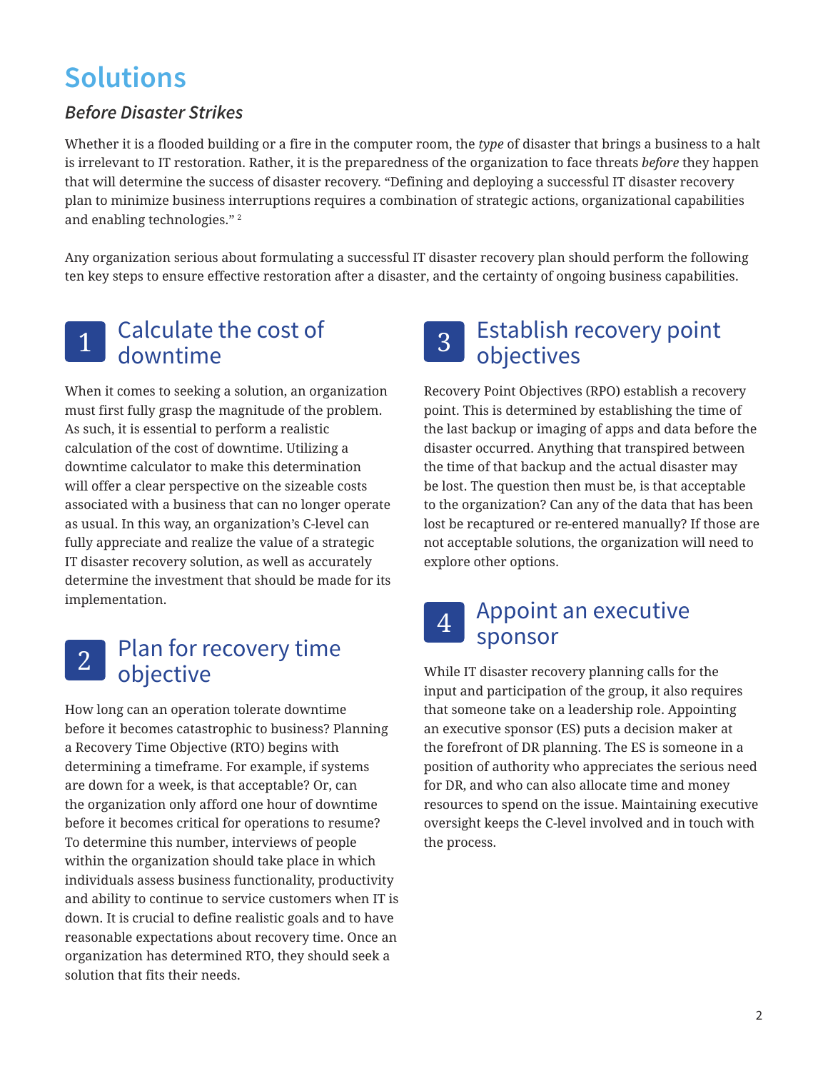# Solutions

### *Before Disaster Strikes*

Whether it is a flooded building or a fire in the computer room, the *type* of disaster that brings a business to a halt is irrelevant to IT restoration. Rather, it is the preparedness of the organization to face threats *before* they happen that will determine the success of disaster recovery. "Defining and deploying a successful IT disaster recovery plan to minimize business interruptions requires a combination of strategic actions, organizational capabilities and enabling technologies." [2]

Any organization serious about formulating a successful IT disaster recovery plan should perform the following ten key steps to ensure effective restoration after a disaster, and the certainty of ongoing business capabilities.

## 1 Calculate the cost of downtime

When it comes to seeking a solution, an organization must first fully grasp the magnitude of the problem. As such, it is essential to perform a realistic calculation of the cost of downtime. Utilizing a downtime calculator to make this determination will offer a clear perspective on the sizeable costs associated with a business that can no longer operate as usual. In this way, an organization's C-level can fully appreciate and realize the value of a strategic IT disaster recovery solution, as well as accurately determine the investment that should be made for its implementation.

## 2 Plan for recovery time objective

How long can an operation tolerate downtime before it becomes catastrophic to business? Planning a Recovery Time Objective (RTO) begins with determining a timeframe. For example, if systems are down for a week, is that acceptable? Or, can the organization only afford one hour of downtime before it becomes critical for operations to resume? To determine this number, interviews of people within the organization should take place in which individuals assess business functionality, productivity and ability to continue to service customers when IT is down. It is crucial to define realistic goals and to have reasonable expectations about recovery time. Once an organization has determined RTO, they should seek a solution that fits their needs.

## 3 Establish recovery point objectives

Recovery Point Objectives (RPO) establish a recovery point. This is determined by establishing the time of the last backup or imaging of apps and data before the disaster occurred. Anything that transpired between the time of that backup and the actual disaster may be lost. The question then must be, is that acceptable to the organization? Can any of the data that has been lost be recaptured or re-entered manually? If those are not acceptable solutions, the organization will need to explore other options.

## 4 Appoint an executive sponsor

While IT disaster recovery planning calls for the input and participation of the group, it also requires that someone take on a leadership role. Appointing an executive sponsor (ES) puts a decision maker at the forefront of DR planning. The ES is someone in a position of authority who appreciates the serious need for DR, and who can also allocate time and money resources to spend on the issue. Maintaining executive oversight keeps the C-level involved and in touch with the process.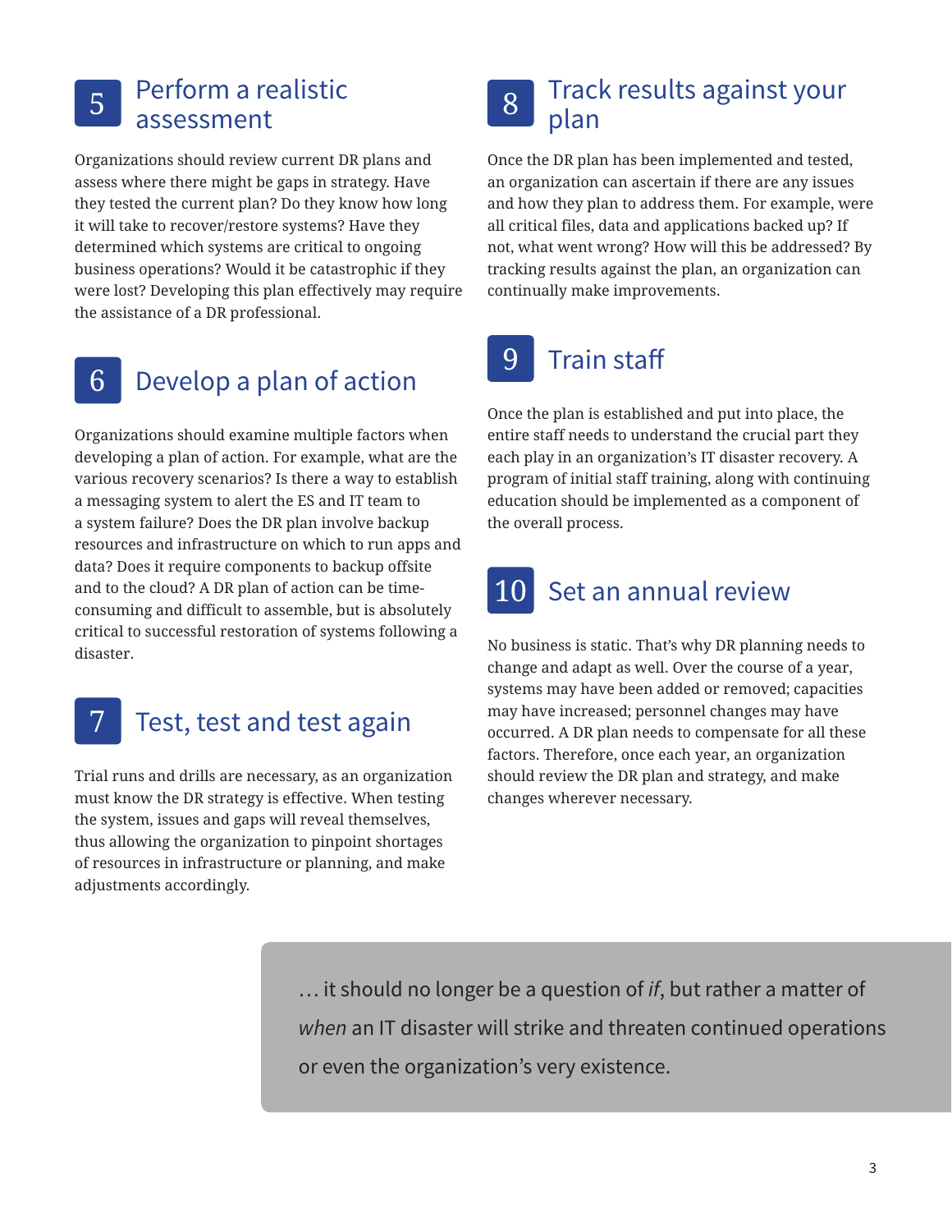## 5 Perform a realistic assessment

Organizations should review current DR plans and assess where there might be gaps in strategy. Have they tested the current plan? Do they know how long it will take to recover/restore systems? Have they determined which systems are critical to ongoing business operations? Would it be catastrophic if they were lost? Developing this plan effectively may require the assistance of a DR professional.

## 6 Develop a plan of action

Organizations should examine multiple factors when developing a plan of action. For example, what are the various recovery scenarios? Is there a way to establish a messaging system to alert the ES and IT team to a system failure? Does the DR plan involve backup resources and infrastructure on which to run apps and data? Does it require components to backup offsite and to the cloud? A DR plan of action can be time-consuming and difficult to assemble, but is absolutely critical to successful restoration of systems following a disaster.

## 7 Test, test and test again

Trial runs and drills are necessary, as an organization must know the DR strategy is effective. When testing the system, issues and gaps will reveal themselves, thus allowing the organization to pinpoint shortages of resources in infrastructure or planning, and make adjustments accordingly.

## 8 Track results against your plan

Once the DR plan has been implemented and tested, an organization can ascertain if there are any issues and how they plan to address them. For example, were all critical files, data and applications backed up? If not, what went wrong? How will this be addressed? By tracking results against the plan, an organization can continually make improvements.

## 9 Train staff

Once the plan is established and put into place, the entire staff needs to understand the crucial part they each play in an organization's IT disaster recovery. A program of initial staff training, along with continuing education should be implemented as a component of the overall process.

## 10 Set an annual review

No business is static. That's why DR planning needs to change and adapt as well. Over the course of a year, systems may have been added or removed; capacities may have increased; personnel changes may have occurred. A DR plan needs to compensate for all these factors. Therefore, once each year, an organization should review the DR plan and strategy, and make changes wherever necessary.

> … it should no longer be a question of *if*, but rather a matter of *when* an IT disaster will strike and threaten continued operations or even the organization's very existence.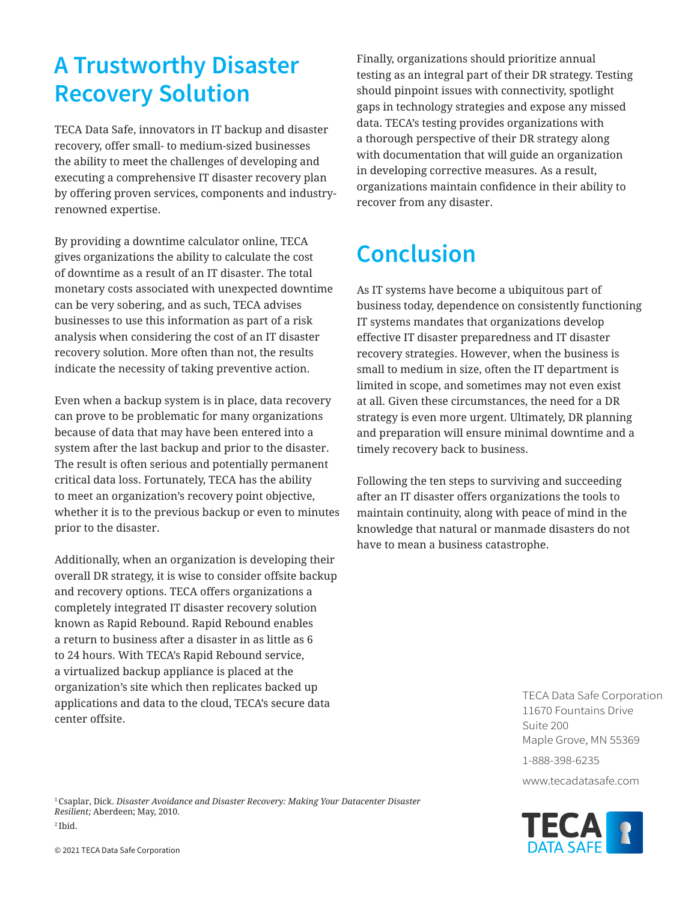## A Trustworthy Disaster Recovery Solution

TECA Data Safe, innovators in IT backup and disaster recovery, offer small- to medium-sized businesses the ability to meet the challenges of developing and executing a comprehensive IT disaster recovery plan by offering proven services, components and industry-renowned expertise.

By providing a downtime calculator online, TECA gives organizations the ability to calculate the cost of downtime as a result of an IT disaster. The total monetary costs associated with unexpected downtime can be very sobering, and as such, TECA advises businesses to use this information as part of a risk analysis when considering the cost of an IT disaster recovery solution. More often than not, the results indicate the necessity of taking preventive action.

Even when a backup system is in place, data recovery can prove to be problematic for many organizations because of data that may have been entered into a system after the last backup and prior to the disaster. The result is often serious and potentially permanent critical data loss. Fortunately, TECA has the ability to meet an organization's recovery point objective, whether it is to the previous backup or even to minutes prior to the disaster.

Additionally, when an organization is developing their overall DR strategy, it is wise to consider offsite backup and recovery options. TECA offers organizations a completely integrated IT disaster recovery solution known as Rapid Rebound. Rapid Rebound enables a return to business after a disaster in as little as 6 to 24 hours. With TECA's Rapid Rebound service, a virtualized backup appliance is placed at the organization's site which then replicates backed up applications and data to the cloud, TECA's secure data center offsite.

Finally, organizations should prioritize annual testing as an integral part of their DR strategy. Testing should pinpoint issues with connectivity, spotlight gaps in technology strategies and expose any missed data. TECA's testing provides organizations with a thorough perspective of their DR strategy along with documentation that will guide an organization in developing corrective measures. As a result, organizations maintain confidence in their ability to recover from any disaster.

## Conclusion

As IT systems have become a ubiquitous part of business today, dependence on consistently functioning IT systems mandates that organizations develop effective IT disaster preparedness and IT disaster recovery strategies. However, when the business is small to medium in size, often the IT department is limited in scope, and sometimes may not even exist at all. Given these circumstances, the need for a DR strategy is even more urgent. Ultimately, DR planning and preparation will ensure minimal downtime and a timely recovery back to business.

Following the ten steps to surviving and succeeding after an IT disaster offers organizations the tools to maintain continuity, along with peace of mind in the knowledge that natural or manmade disasters do not have to mean a business catastrophe.

TECA Data Safe Corporation
11670 Fountains Drive
Suite 200
Maple Grove, MN 55369

1-888-398-6235

www.tecadatasafe.com

[1] Csaplar, Dick. *Disaster Avoidance and Disaster Recovery: Making Your Datacenter Disaster Resilient;* Aberdeen; May, 2010.

[2] Ibid.

© 2021 TECA Data Safe Corporation

TECA DATA SAFE